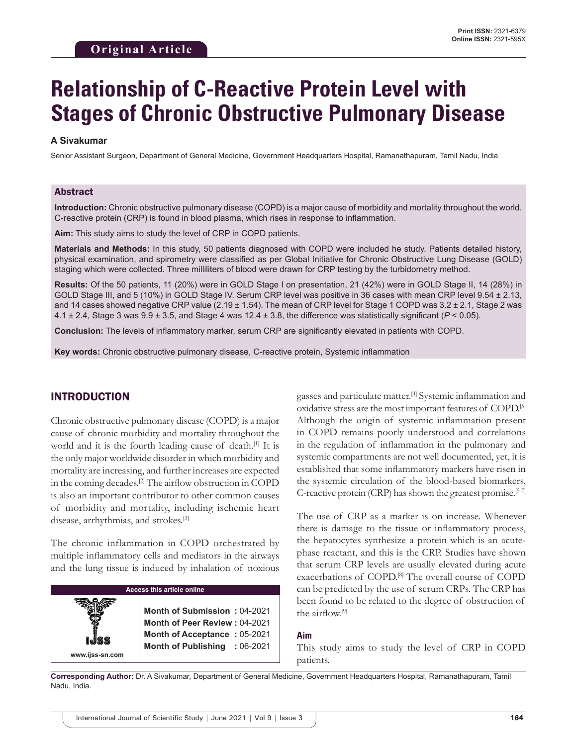Original Article

Print ISSN: 2321-6379
Online ISSN: 2321-595X

# Relationship of C-Reactive Protein Level with Stages of Chronic Obstructive Pulmonary Disease

**A Sivakumar**

Senior Assistant Surgeon, Department of General Medicine, Government Headquarters Hospital, Ramanathapuram, Tamil Nadu, India

## Abstract

**Introduction:** Chronic obstructive pulmonary disease (COPD) is a major cause of morbidity and mortality throughout the world. C-reactive protein (CRP) is found in blood plasma, which rises in response to inflammation.

**Aim:** This study aims to study the level of CRP in COPD patients.

**Materials and Methods:** In this study, 50 patients diagnosed with COPD were included he study. Patients detailed history, physical examination, and spirometry were classified as per Global Initiative for Chronic Obstructive Lung Disease (GOLD) staging which were collected. Three milliliters of blood were drawn for CRP testing by the turbidometry method.

**Results:** Of the 50 patients, 11 (20%) were in GOLD Stage I on presentation, 21 (42%) were in GOLD Stage II, 14 (28%) in GOLD Stage III, and 5 (10%) in GOLD Stage IV. Serum CRP level was positive in 36 cases with mean CRP level 9.54 ± 2.13, and 14 cases showed negative CRP value (2.19 ± 1.54). The mean of CRP level for Stage 1 COPD was 3.2 ± 2.1, Stage 2 was 4.1 ± 2.4, Stage 3 was 9.9 ± 3.5, and Stage 4 was 12.4 ± 3.8, the difference was statistically significant (*P* < 0.05).

**Conclusion:** The levels of inflammatory marker, serum CRP are significantly elevated in patients with COPD.

**Key words:** Chronic obstructive pulmonary disease, C-reactive protein, Systemic inflammation

## INTRODUCTION

Chronic obstructive pulmonary disease (COPD) is a major cause of chronic morbidity and mortality throughout the world and it is the fourth leading cause of death.[1] It is the only major worldwide disorder in which morbidity and mortality are increasing, and further increases are expected in the coming decades.[2] The airflow obstruction in COPD is also an important contributor to other common causes of morbidity and mortality, including ischemic heart disease, arrhythmias, and strokes.[3]

The chronic inflammation in COPD orchestrated by multiple inflammatory cells and mediators in the airways and the lung tissue is induced by inhalation of noxious gasses and particulate matter.[4] Systemic inflammation and oxidative stress are the most important features of COPD.[5] Although the origin of systemic inflammation present in COPD remains poorly understood and correlations in the regulation of inflammation in the pulmonary and systemic compartments are not well documented, yet, it is established that some inflammatory markers have risen in the systemic circulation of the blood-based biomarkers, C-reactive protein (CRP) has shown the greatest promise.[5-7]

The use of CRP as a marker is on increase. Whenever there is damage to the tissue or inflammatory process, the hepatocytes synthesize a protein which is an acute-phase reactant, and this is the CRP. Studies have shown that serum CRP levels are usually elevated during acute exacerbations of COPD.[8] The overall course of COPD can be predicted by the use of serum CRPs. The CRP has been found to be related to the degree of obstruction of the airflow.[9]

### Aim

This study aims to study the level of CRP in COPD patients.

| Access this article online | |
|---|---|
| www.ijss-sn.com | **Month of Submission :** 04-2021 |
| | **Month of Peer Review :** 04-2021 |
| | **Month of Acceptance :** 05-2021 |
| | **Month of Publishing :** 06-2021 |

**Corresponding Author:** Dr. A Sivakumar, Department of General Medicine, Government Headquarters Hospital, Ramanathapuram, Tamil Nadu, India.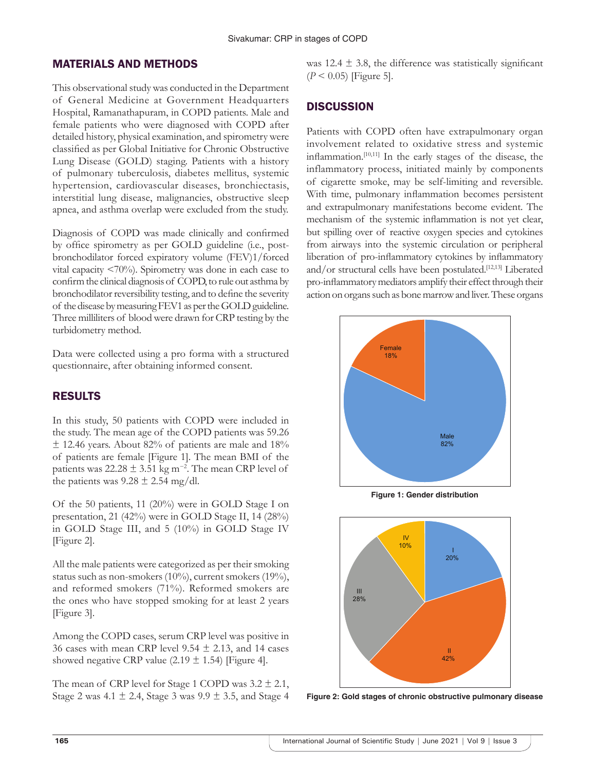## MATERIALS AND METHODS

This observational study was conducted in the Department of General Medicine at Government Headquarters Hospital, Ramanathapuram, in COPD patients. Male and female patients who were diagnosed with COPD after detailed history, physical examination, and spirometry were classified as per Global Initiative for Chronic Obstructive Lung Disease (GOLD) staging. Patients with a history of pulmonary tuberculosis, diabetes mellitus, systemic hypertension, cardiovascular diseases, bronchiectasis, interstitial lung disease, malignancies, obstructive sleep apnea, and asthma overlap were excluded from the study.

Diagnosis of COPD was made clinically and confirmed by office spirometry as per GOLD guideline (i.e., post-bronchodilator forced expiratory volume (FEV)1/forced vital capacity <70%). Spirometry was done in each case to confirm the clinical diagnosis of COPD, to rule out asthma by bronchodilator reversibility testing, and to define the severity of the disease by measuring FEV1 as per the GOLD guideline. Three milliliters of blood were drawn for CRP testing by the turbidometry method.

Data were collected using a pro forma with a structured questionnaire, after obtaining informed consent.

## RESULTS

In this study, 50 patients with COPD were included in the study. The mean age of the COPD patients was 59.26 ± 12.46 years. About 82% of patients are male and 18% of patients are female [Figure 1]. The mean BMI of the patients was 22.28 ± 3.51 kg $m^{-2}$. The mean CRP level of the patients was 9.28 ± 2.54 mg/dl.

Of the 50 patients, 11 (20%) were in GOLD Stage I on presentation, 21 (42%) were in GOLD Stage II, 14 (28%) in GOLD Stage III, and 5 (10%) in GOLD Stage IV [Figure 2].

All the male patients were categorized as per their smoking status such as non-smokers (10%), current smokers (19%), and reformed smokers (71%). Reformed smokers are the ones who have stopped smoking for at least 2 years [Figure 3].

Among the COPD cases, serum CRP level was positive in 36 cases with mean CRP level 9.54 ± 2.13, and 14 cases showed negative CRP value (2.19 ± 1.54) [Figure 4].

The mean of CRP level for Stage 1 COPD was 3.2 ± 2.1, Stage 2 was 4.1 ± 2.4, Stage 3 was 9.9 ± 3.5, and Stage 4 was 12.4 ± 3.8, the difference was statistically significant ($P < 0.05$) [Figure 5].

## DISCUSSION

Patients with COPD often have extrapulmonary organ involvement related to oxidative stress and systemic inflammation.[10,11] In the early stages of the disease, the inflammatory process, initiated mainly by components of cigarette smoke, may be self-limiting and reversible. With time, pulmonary inflammation becomes persistent and extrapulmonary manifestations become evident. The mechanism of the systemic inflammation is not yet clear, but spilling over of reactive oxygen species and cytokines from airways into the systemic circulation or peripheral liberation of pro-inflammatory cytokines by inflammatory and/or structural cells have been postulated.[12,13] Liberated pro-inflammatory mediators amplify their effect through their action on organs such as bone marrow and liver. These organs

Figure 1: Gender distribution

Figure 2: Gold stages of chronic obstructive pulmonary disease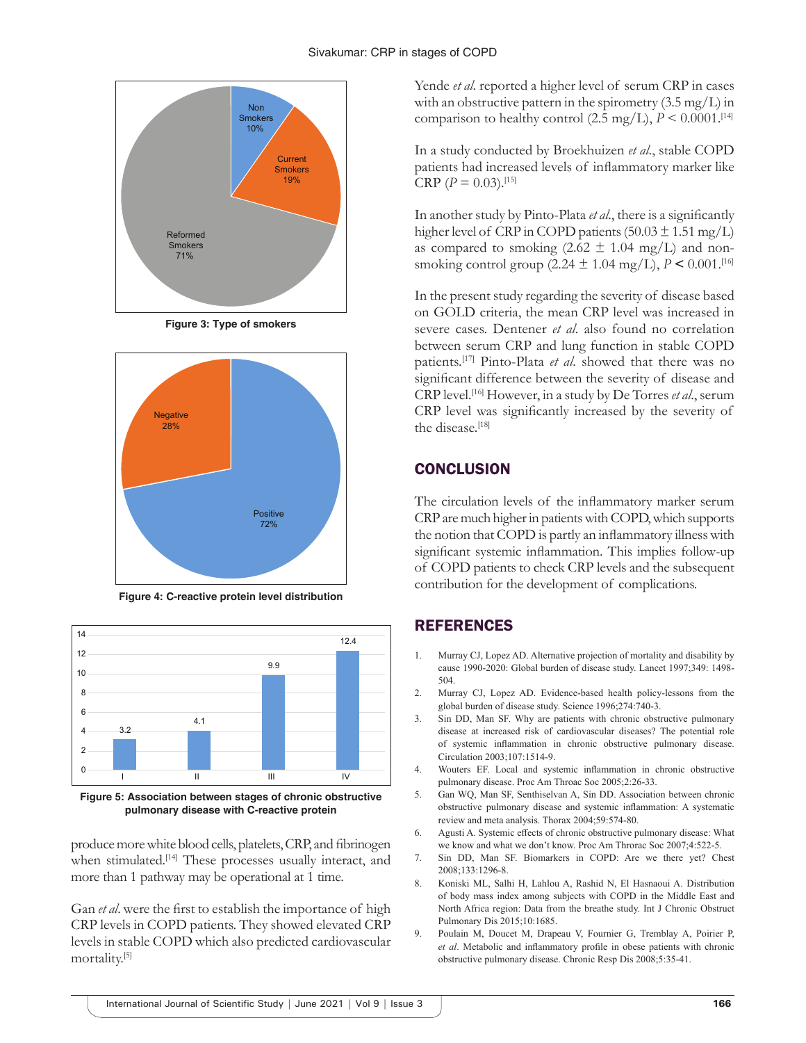Non Smokers 10%

Current Smokers 19%

Reformed Smokers 71%

**Figure 3: Type of smokers**

Negative 28%

Positive 72%

**Figure 4: C-reactive protein level distribution**

| Stage | I | II | III | IV |
|---|---|---|---|---|
| CRP | 3.2 | 4.1 | 9.9 | 12.4 |

**Figure 5: Association between stages of chronic obstructive pulmonary disease with C-reactive protein**

produce more white blood cells, platelets, CRP, and fibrinogen when stimulated.[14] These processes usually interact, and more than 1 pathway may be operational at 1 time.

Gan *et al*. were the first to establish the importance of high CRP levels in COPD patients. They showed elevated CRP levels in stable COPD which also predicted cardiovascular mortality.[5]

Yende *et al*. reported a higher level of serum CRP in cases with an obstructive pattern in the spirometry (3.5 mg/L) in comparison to healthy control (2.5 mg/L), $P < 0.0001$.[14]

In a study conducted by Broekhuizen *et al*., stable COPD patients had increased levels of inflammatory marker like CRP ($P = 0.03$).[15]

In another study by Pinto-Plata *et al*., there is a significantly higher level of CRP in COPD patients (50.03 ± 1.51 mg/L) as compared to smoking (2.62 ± 1.04 mg/L) and non-smoking control group (2.24 ± 1.04 mg/L), $P < 0.001$.[16]

In the present study regarding the severity of disease based on GOLD criteria, the mean CRP level was increased in severe cases. Dentener *et al*. also found no correlation between serum CRP and lung function in stable COPD patients.[17] Pinto-Plata *et al*. showed that there was no significant difference between the severity of disease and CRP level.[16] However, in a study by De Torres *et al*., serum CRP level was significantly increased by the severity of the disease.[18]

## CONCLUSION

The circulation levels of the inflammatory marker serum CRP are much higher in patients with COPD, which supports the notion that COPD is partly an inflammatory illness with significant systemic inflammation. This implies follow-up of COPD patients to check CRP levels and the subsequent contribution for the development of complications.

## REFERENCES

1. Murray CJ, Lopez AD. Alternative projection of mortality and disability by cause 1990-2020: Global burden of disease study. Lancet 1997;349: 1498-504.
2. Murray CJ, Lopez AD. Evidence-based health policy-lessons from the global burden of disease study. Science 1996;274:740-3.
3. Sin DD, Man SF. Why are patients with chronic obstructive pulmonary disease at increased risk of cardiovascular diseases? The potential role of systemic inflammation in chronic obstructive pulmonary disease. Circulation 2003;107:1514-9.
4. Wouters EF. Local and systemic inflammation in chronic obstructive pulmonary disease. Proc Am Throac Soc 2005;2:26-33.
5. Gan WQ, Man SF, Senthiselvan A, Sin DD. Association between chronic obstructive pulmonary disease and systemic inflammation: A systematic review and meta analysis. Thorax 2004;59:574-80.
6. Agusti A. Systemic effects of chronic obstructive pulmonary disease: What we know and what we don't know. Proc Am Throrac Soc 2007;4:522-5.
7. Sin DD, Man SF. Biomarkers in COPD: Are we there yet? Chest 2008;133:1296-8.
8. Koniski ML, Salhi H, Lahlou A, Rashid N, El Hasnaoui A. Distribution of body mass index among subjects with COPD in the Middle East and North Africa region: Data from the breathe study. Int J Chronic Obstruct Pulmonary Dis 2015;10:1685.
9. Poulain M, Doucet M, Drapeau V, Fournier G, Tremblay A, Poirier P, *et al*. Metabolic and inflammatory profile in obese patients with chronic obstructive pulmonary disease. Chronic Resp Dis 2008;5:35-41.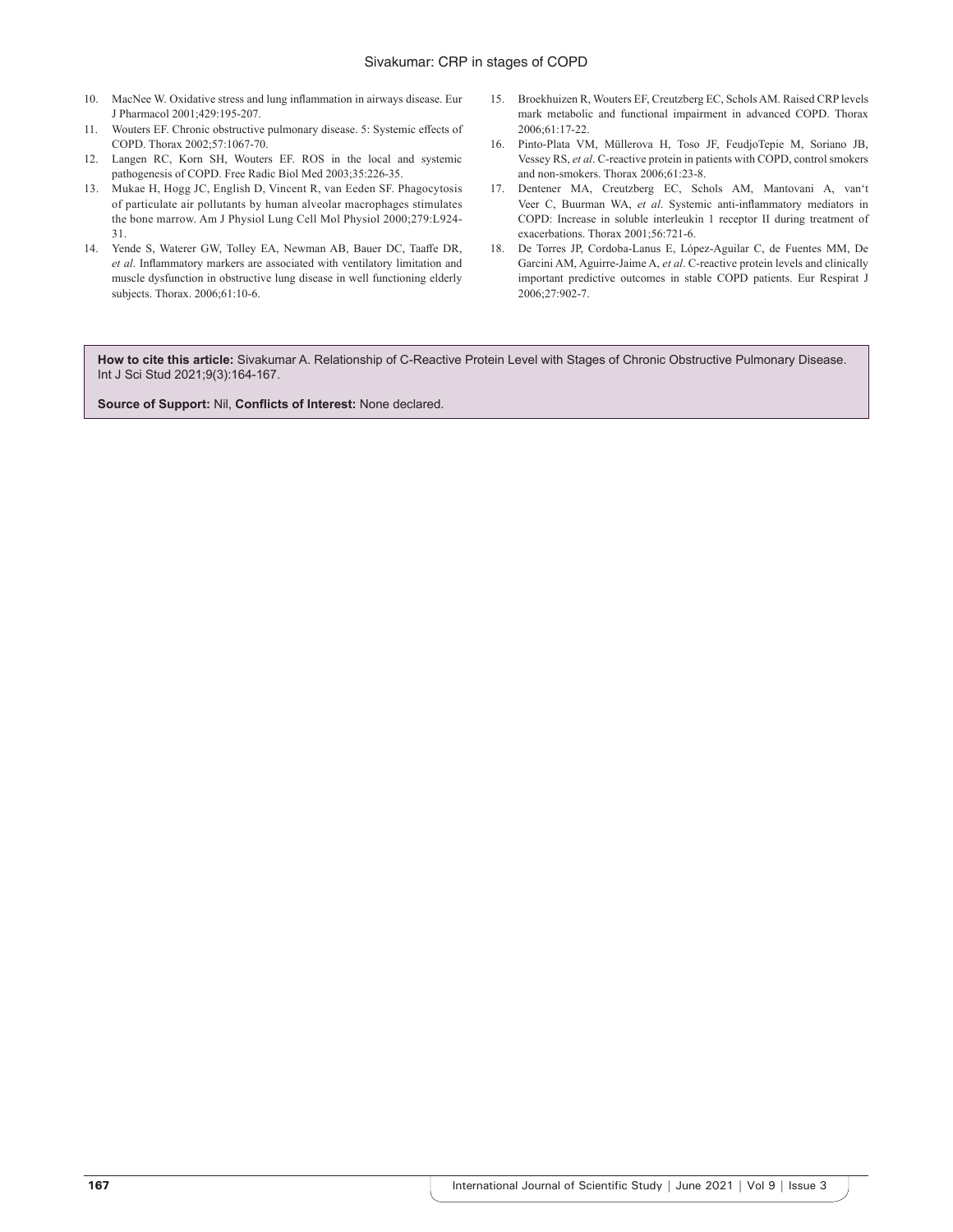10. MacNee W. Oxidative stress and lung inflammation in airways disease. Eur J Pharmacol 2001;429:195-207.
11. Wouters EF. Chronic obstructive pulmonary disease. 5: Systemic effects of COPD. Thorax 2002;57:1067-70.
12. Langen RC, Korn SH, Wouters EF. ROS in the local and systemic pathogenesis of COPD. Free Radic Biol Med 2003;35:226-35.
13. Mukae H, Hogg JC, English D, Vincent R, van Eeden SF. Phagocytosis of particulate air pollutants by human alveolar macrophages stimulates the bone marrow. Am J Physiol Lung Cell Mol Physiol 2000;279:L924-31.
14. Yende S, Waterer GW, Tolley EA, Newman AB, Bauer DC, Taaffe DR, *et al*. Inflammatory markers are associated with ventilatory limitation and muscle dysfunction in obstructive lung disease in well functioning elderly subjects. Thorax. 2006;61:10-6.
15. Broekhuizen R, Wouters EF, Creutzberg EC, Schols AM. Raised CRP levels mark metabolic and functional impairment in advanced COPD. Thorax 2006;61:17-22.
16. Pinto-Plata VM, Müllerova H, Toso JF, FeudjoTepie M, Soriano JB, Vessey RS, *et al*. C-reactive protein in patients with COPD, control smokers and non-smokers. Thorax 2006;61:23-8.
17. Dentener MA, Creutzberg EC, Schols AM, Mantovani A, van't Veer C, Buurman WA, *et al*. Systemic anti-inflammatory mediators in COPD: Increase in soluble interleukin 1 receptor II during treatment of exacerbations. Thorax 2001;56:721-6.
18. De Torres JP, Cordoba-Lanus E, López-Aguilar C, de Fuentes MM, De Garcini AM, Aguirre-Jaime A, *et al*. C-reactive protein levels and clinically important predictive outcomes in stable COPD patients. Eur Respirat J 2006;27:902-7.

**How to cite this article:** Sivakumar A. Relationship of C-Reactive Protein Level with Stages of Chronic Obstructive Pulmonary Disease. Int J Sci Stud 2021;9(3):164-167.

**Source of Support:** Nil, **Conflicts of Interest:** None declared.